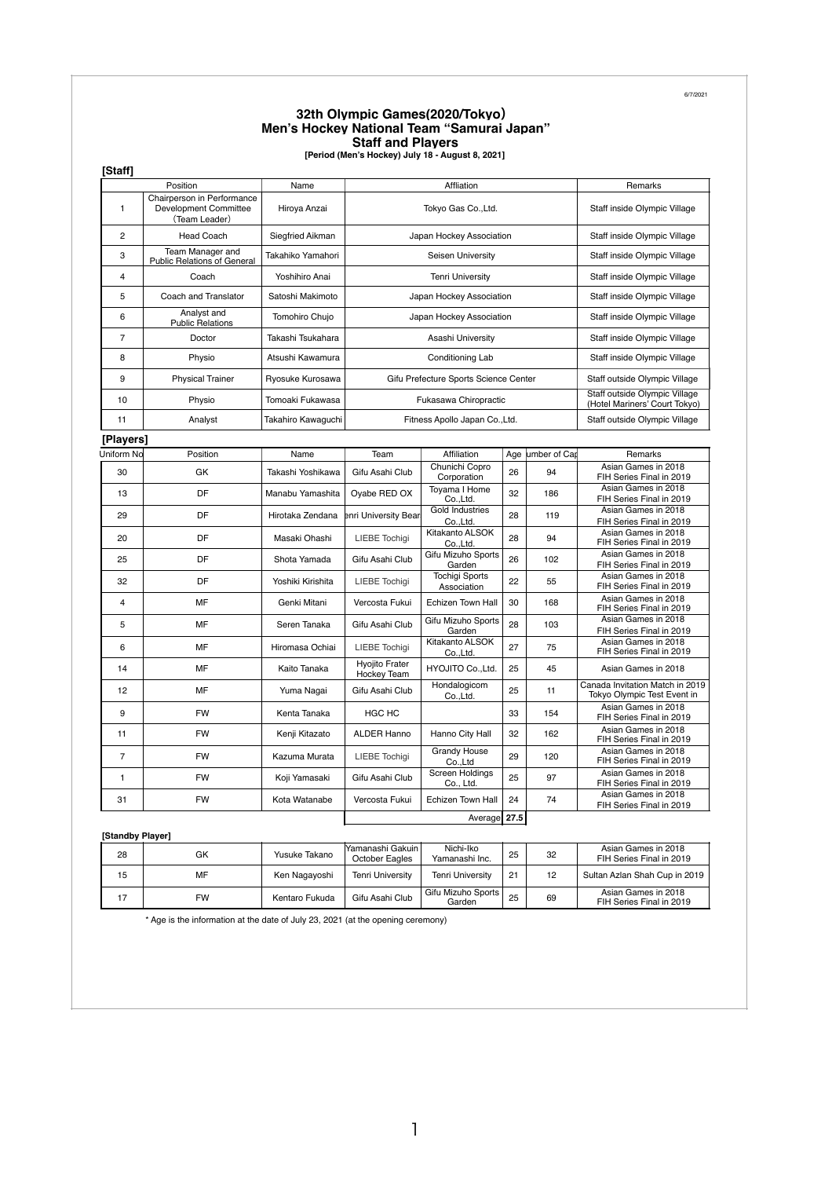6/7/2021

# 32th Olympic Games(2020/Tokyo)
## Men's Hockey National Team "Samurai Japan"
## Staff and Players

**[Period (Men's Hockey) July 18 - August 8, 2021]**

**[Staff]**

| | Position | Name | Affliation | Remarks |
|---|---|---|---|---|
| 1 | Chairperson in Performance Development Committee (Team Leader) | Hiroya Anzai | Tokyo Gas Co.,Ltd. | Staff inside Olympic Village |
| 2 | Head Coach | Siegfried Aikman | Japan Hockey Association | Staff inside Olympic Village |
| 3 | Team Manager and Public Relations of General | Takahiko Yamahori | Seisen University | Staff inside Olympic Village |
| 4 | Coach | Yoshihiro Anai | Tenri University | Staff inside Olympic Village |
| 5 | Coach and Translator | Satoshi Makimoto | Japan Hockey Association | Staff inside Olympic Village |
| 6 | Analyst and Public Relations | Tomohiro Chujo | Japan Hockey Association | Staff inside Olympic Village |
| 7 | Doctor | Takashi Tsukahara | Asashi University | Staff inside Olympic Village |
| 8 | Physio | Atsushi Kawamura | Conditioning Lab | Staff inside Olympic Village |
| 9 | Physical Trainer | Ryosuke Kurosawa | Gifu Prefecture Sports Science Center | Staff outside Olympic Village |
| 10 | Physio | Tomoaki Fukawasa | Fukasawa Chiropractic | Staff outside Olympic Village (Hotel Mariners' Court Tokyo) |
| 11 | Analyst | Takahiro Kawaguchi | Fitness Apollo Japan Co.,Ltd. | Staff outside Olympic Village |

**[Players]**

| Uniform No | Position | Name | Team | Affliation | Age | umber of Cap | Remarks |
|---|---|---|---|---|---|---|---|
| 30 | GK | Takashi Yoshikawa | Gifu Asahi Club | Chunichi Copro Corporation | 26 | 94 | Asian Games in 2018 FIH Series Final in 2019 |
| 13 | DF | Manabu Yamashita | Oyabe RED OX | Toyama I Home Co.,Ltd. | 32 | 186 | Asian Games in 2018 FIH Series Final in 2019 |
| 29 | DF | Hirotaka Zendana | enri University Bear | Gold Industries Co.,Ltd. | 28 | 119 | Asian Games in 2018 FIH Series Final in 2019 |
| 20 | DF | Masaki Ohashi | LIEBE Tochigi | Kitakanto ALSOK Co.,Ltd. | 28 | 94 | Asian Games in 2018 FIH Series Final in 2019 |
| 25 | DF | Shota Yamada | Gifu Asahi Club | Gifu Mizuho Sports Garden | 26 | 102 | Asian Games in 2018 FIH Series Final in 2019 |
| 32 | DF | Yoshiki Kirishita | LIEBE Tochigi | Tochigi Sports Association | 22 | 55 | Asian Games in 2018 FIH Series Final in 2019 |
| 4 | MF | Genki Mitani | Vercosta Fukui | Echizen Town Hall | 30 | 168 | Asian Games in 2018 FIH Series Final in 2019 |
| 5 | MF | Seren Tanaka | Gifu Asahi Club | Gifu Mizuho Sports Garden | 28 | 103 | Asian Games in 2018 FIH Series Final in 2019 |
| 6 | MF | Hiromasa Ochiai | LIEBE Tochigi | Kitakanto ALSOK Co.,Ltd. | 27 | 75 | Asian Games in 2018 FIH Series Final in 2019 |
| 14 | MF | Kaito Tanaka | Hyojito Frater Hockey Team | HYOJITO Co.,Ltd. | 25 | 45 | Asian Games in 2018 |
| 12 | MF | Yuma Nagai | Gifu Asahi Club | Hondalogicom Co.,Ltd. | 25 | 11 | Canada Invitation Match in 2019 Tokyo Olympic Test Event in |
| 9 | FW | Kenta Tanaka | HGC HC | | 33 | 154 | Asian Games in 2018 FIH Series Final in 2019 |
| 11 | FW | Kenji Kitazato | ALDER Hanno | Hanno City Hall | 32 | 162 | Asian Games in 2018 FIH Series Final in 2019 |
| 7 | FW | Kazuma Murata | LIEBE Tochigi | Grandy House Co.,Ltd | 29 | 120 | Asian Games in 2018 FIH Series Final in 2019 |
| 1 | FW | Koji Yamasaki | Gifu Asahi Club | Screen Holdings Co., Ltd. | 25 | 97 | Asian Games in 2018 FIH Series Final in 2019 |
| 31 | FW | Kota Watanabe | Vercosta Fukui | Echizen Town Hall | 24 | 74 | Asian Games in 2018 FIH Series Final in 2019 |
| | | | | Average | **27.5** | | |

**[Standby Player]**

| Uniform No | Position | Name | Team | Affliation | Age | Number of Cap | Remarks |
|---|---|---|---|---|---|---|---|
| 28 | GK | Yusuke Takano | Yamanashi Gakuin October Eagles | Nichi-Iko Yamanashi Inc. | 25 | 32 | Asian Games in 2018 FIH Series Final in 2019 |
| 15 | MF | Ken Nagayoshi | Tenri University | Tenri University | 21 | 12 | Sultan Azlan Shah Cup in 2019 |
| 17 | FW | Kentaro Fukuda | Gifu Asahi Club | Gifu Mizuho Sports Garden | 25 | 69 | Asian Games in 2018 FIH Series Final in 2019 |

\* Age is the information at the date of July 23, 2021 (at the opening ceremony)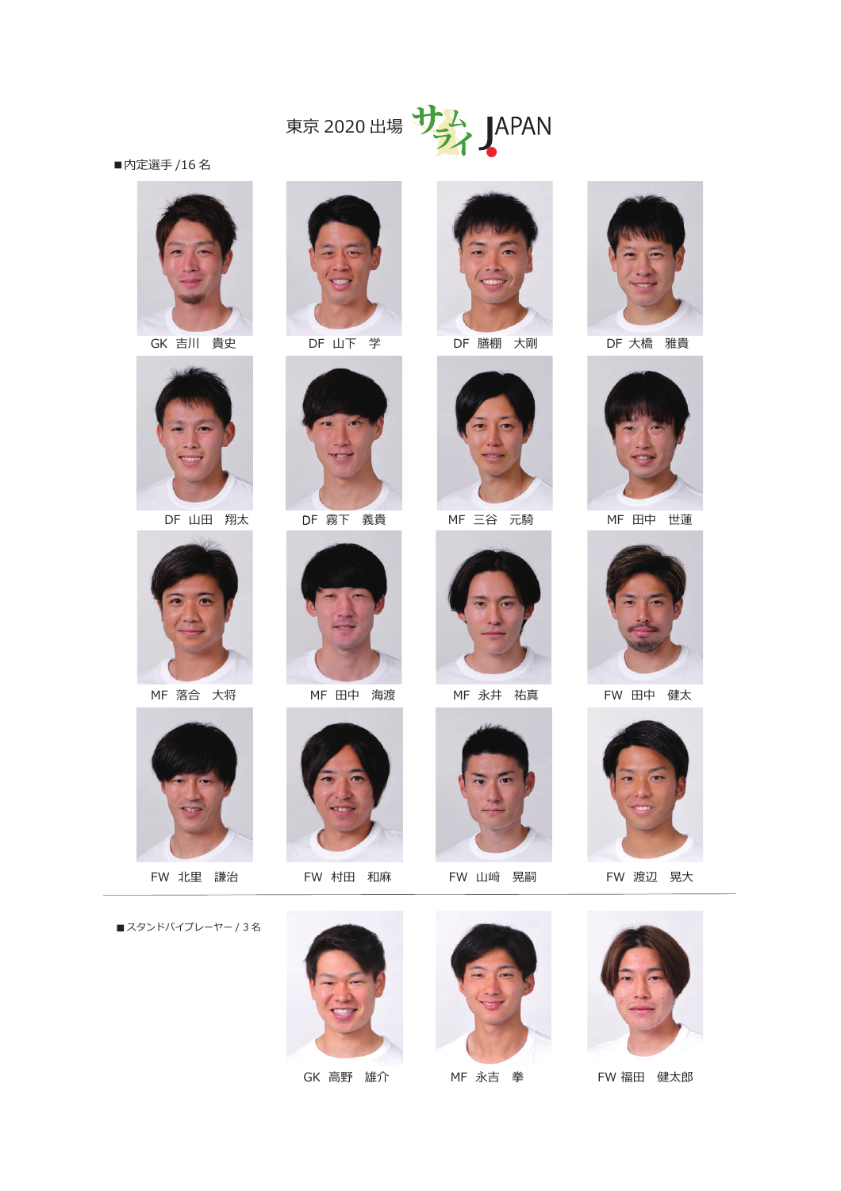# 東京 2020 出場 サムライ JAPAN

■内定選手 /16 名

GK 吉川　貴史

DF 山下　学

DF 膳棚　大剛

DF 大橋　雅貴

DF 山田　翔太

DF 霧下　義貴

MF 三谷　元騎

MF 田中　世蓮

MF 落合　大将

MF 田中　海渡

MF 永井　祐真

FW 田中　健太

FW 北里　謙治

FW 村田　和麻

FW 山﨑　晃嗣

FW 渡辺　晃大

■スタンドバイプレーヤー / 3 名

GK 高野　雄介

MF 永吉　拳

FW 福田　健太郎